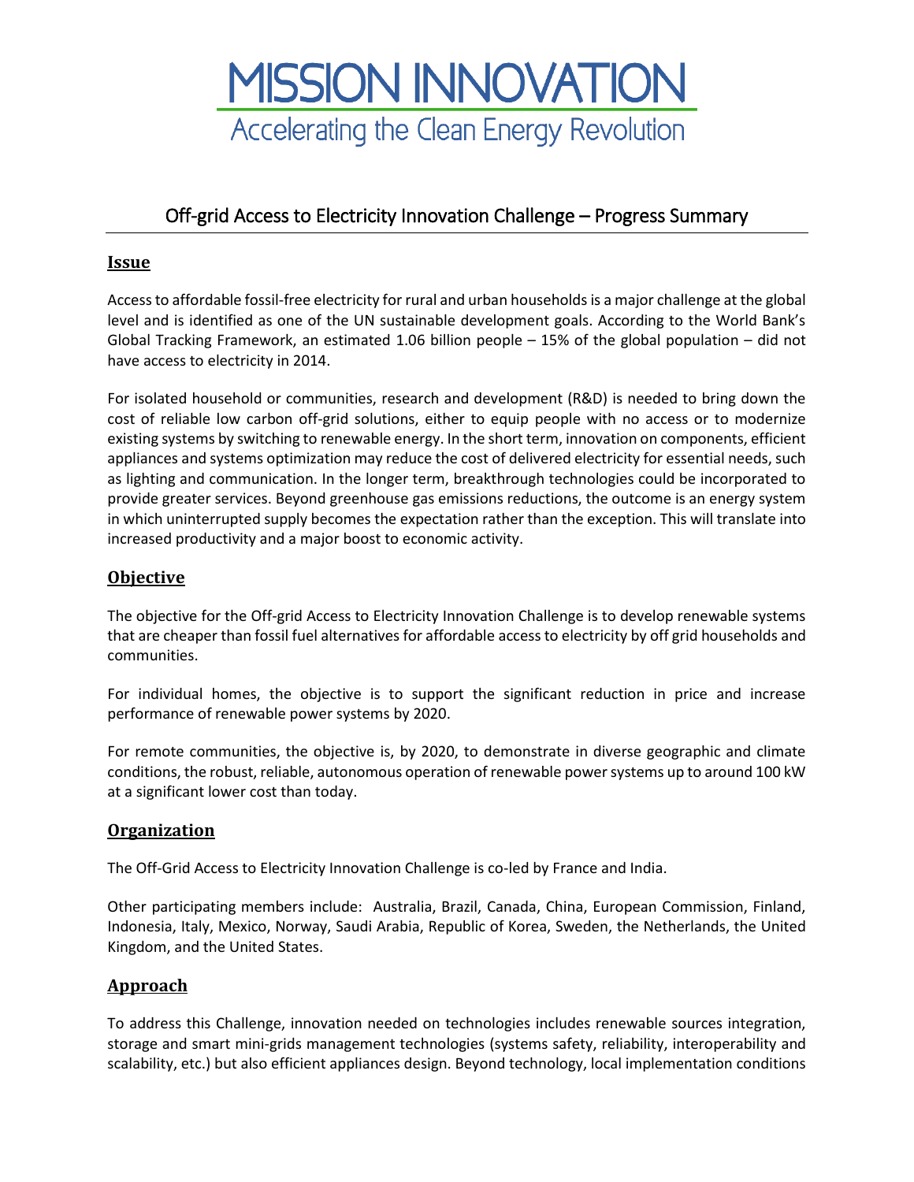# MISSION INNOVATION

Accelerating the Clean Energy Revolution

## Off-grid Access to Electricity Innovation Challenge – Progress Summary

### Issue

Access to affordable fossil-free electricity for rural and urban households is a major challenge at the global level and is identified as one of the UN sustainable development goals. According to the World Bank's Global Tracking Framework, an estimated 1.06 billion people – 15% of the global population – did not have access to electricity in 2014.

For isolated household or communities, research and development (R&D) is needed to bring down the cost of reliable low carbon off-grid solutions, either to equip people with no access or to modernize existing systems by switching to renewable energy. In the short term, innovation on components, efficient appliances and systems optimization may reduce the cost of delivered electricity for essential needs, such as lighting and communication. In the longer term, breakthrough technologies could be incorporated to provide greater services. Beyond greenhouse gas emissions reductions, the outcome is an energy system in which uninterrupted supply becomes the expectation rather than the exception. This will translate into increased productivity and a major boost to economic activity.

### Objective

The objective for the Off-grid Access to Electricity Innovation Challenge is to develop renewable systems that are cheaper than fossil fuel alternatives for affordable access to electricity by off grid households and communities.

For individual homes, the objective is to support the significant reduction in price and increase performance of renewable power systems by 2020.

For remote communities, the objective is, by 2020, to demonstrate in diverse geographic and climate conditions, the robust, reliable, autonomous operation of renewable power systems up to around 100 kW at a significant lower cost than today.

### Organization

The Off-Grid Access to Electricity Innovation Challenge is co-led by France and India.

Other participating members include: Australia, Brazil, Canada, China, European Commission, Finland, Indonesia, Italy, Mexico, Norway, Saudi Arabia, Republic of Korea, Sweden, the Netherlands, the United Kingdom, and the United States.

### Approach

To address this Challenge, innovation needed on technologies includes renewable sources integration, storage and smart mini-grids management technologies (systems safety, reliability, interoperability and scalability, etc.) but also efficient appliances design. Beyond technology, local implementation conditions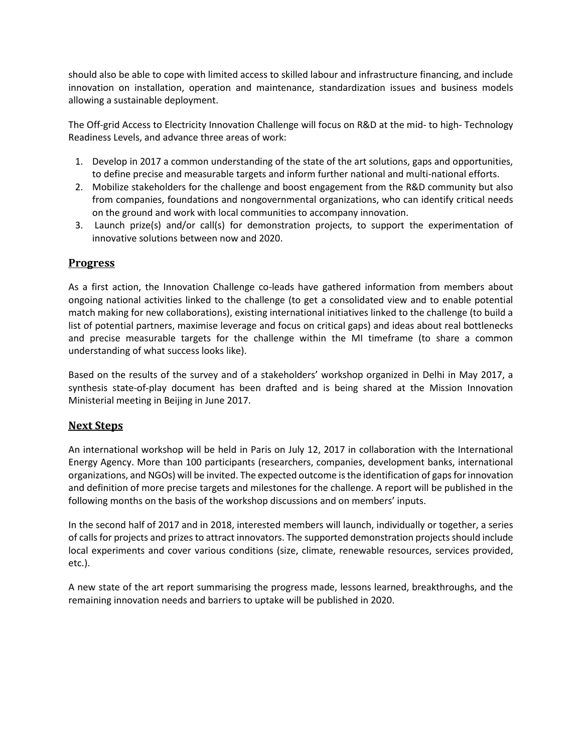should also be able to cope with limited access to skilled labour and infrastructure financing, and include innovation on installation, operation and maintenance, standardization issues and business models allowing a sustainable deployment.

The Off-grid Access to Electricity Innovation Challenge will focus on R&D at the mid- to high- Technology Readiness Levels, and advance three areas of work:

1. Develop in 2017 a common understanding of the state of the art solutions, gaps and opportunities, to define precise and measurable targets and inform further national and multi-national efforts.
2. Mobilize stakeholders for the challenge and boost engagement from the R&D community but also from companies, foundations and nongovernmental organizations, who can identify critical needs on the ground and work with local communities to accompany innovation.
3. Launch prize(s) and/or call(s) for demonstration projects, to support the experimentation of innovative solutions between now and 2020.

## Progress

As a first action, the Innovation Challenge co-leads have gathered information from members about ongoing national activities linked to the challenge (to get a consolidated view and to enable potential match making for new collaborations), existing international initiatives linked to the challenge (to build a list of potential partners, maximise leverage and focus on critical gaps) and ideas about real bottlenecks and precise measurable targets for the challenge within the MI timeframe (to share a common understanding of what success looks like).

Based on the results of the survey and of a stakeholders' workshop organized in Delhi in May 2017, a synthesis state-of-play document has been drafted and is being shared at the Mission Innovation Ministerial meeting in Beijing in June 2017.

## Next Steps

An international workshop will be held in Paris on July 12, 2017 in collaboration with the International Energy Agency. More than 100 participants (researchers, companies, development banks, international organizations, and NGOs) will be invited. The expected outcome is the identification of gaps for innovation and definition of more precise targets and milestones for the challenge. A report will be published in the following months on the basis of the workshop discussions and on members' inputs.

In the second half of 2017 and in 2018, interested members will launch, individually or together, a series of calls for projects and prizes to attract innovators. The supported demonstration projects should include local experiments and cover various conditions (size, climate, renewable resources, services provided, etc.).

A new state of the art report summarising the progress made, lessons learned, breakthroughs, and the remaining innovation needs and barriers to uptake will be published in 2020.